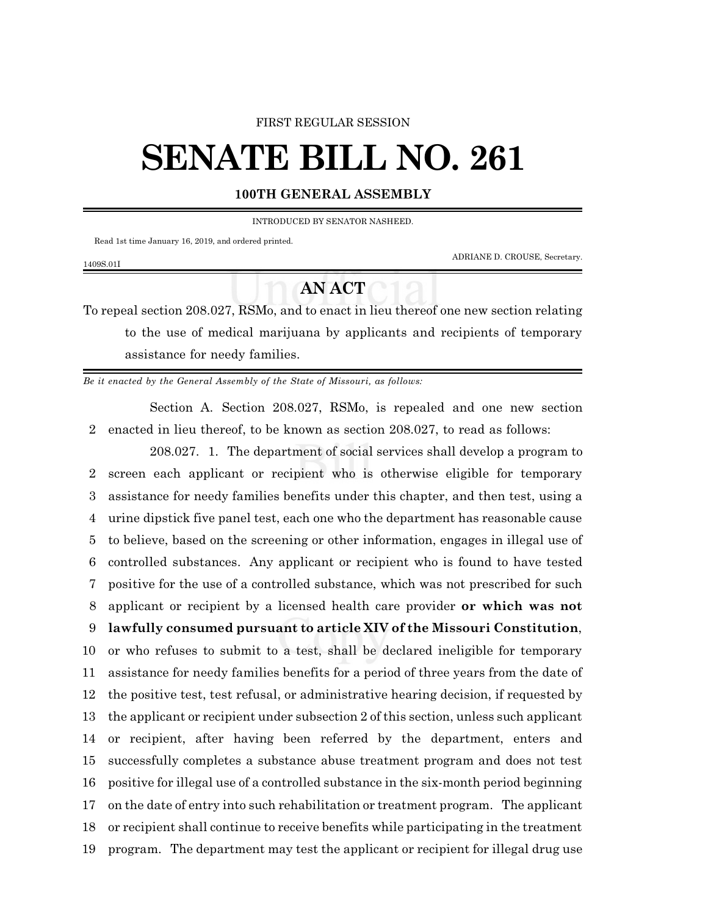FIRST REGULAR SESSION

# SENATE BILL NO. 261

**100TH GENERAL ASSEMBLY**

INTRODUCED BY SENATOR NASHEED.

Read 1st time January 16, 2019, and ordered printed.

ADRIANE D. CROUSE, Secretary.

1409S.01I

## AN ACT

To repeal section 208.027, RSMo, and to enact in lieu thereof one new section relating to the use of medical marijuana by applicants and recipients of temporary assistance for needy families.

*Be it enacted by the General Assembly of the State of Missouri, as follows:*

Section A. Section 208.027, RSMo, is repealed and one new section enacted in lieu thereof, to be known as section 208.027, to read as follows:

208.027. 1. The department of social services shall develop a program to screen each applicant or recipient who is otherwise eligible for temporary assistance for needy families benefits under this chapter, and then test, using a urine dipstick five panel test, each one who the department has reasonable cause to believe, based on the screening or other information, engages in illegal use of controlled substances. Any applicant or recipient who is found to have tested positive for the use of a controlled substance, which was not prescribed for such applicant or recipient by a licensed health care provider **or which was not lawfully consumed pursuant to article XIV of the Missouri Constitution**, or who refuses to submit to a test, shall be declared ineligible for temporary assistance for needy families benefits for a period of three years from the date of the positive test, test refusal, or administrative hearing decision, if requested by the applicant or recipient under subsection 2 of this section, unless such applicant or recipient, after having been referred by the department, enters and successfully completes a substance abuse treatment program and does not test positive for illegal use of a controlled substance in the six-month period beginning on the date of entry into such rehabilitation or treatment program. The applicant or recipient shall continue to receive benefits while participating in the treatment program. The department may test the applicant or recipient for illegal drug use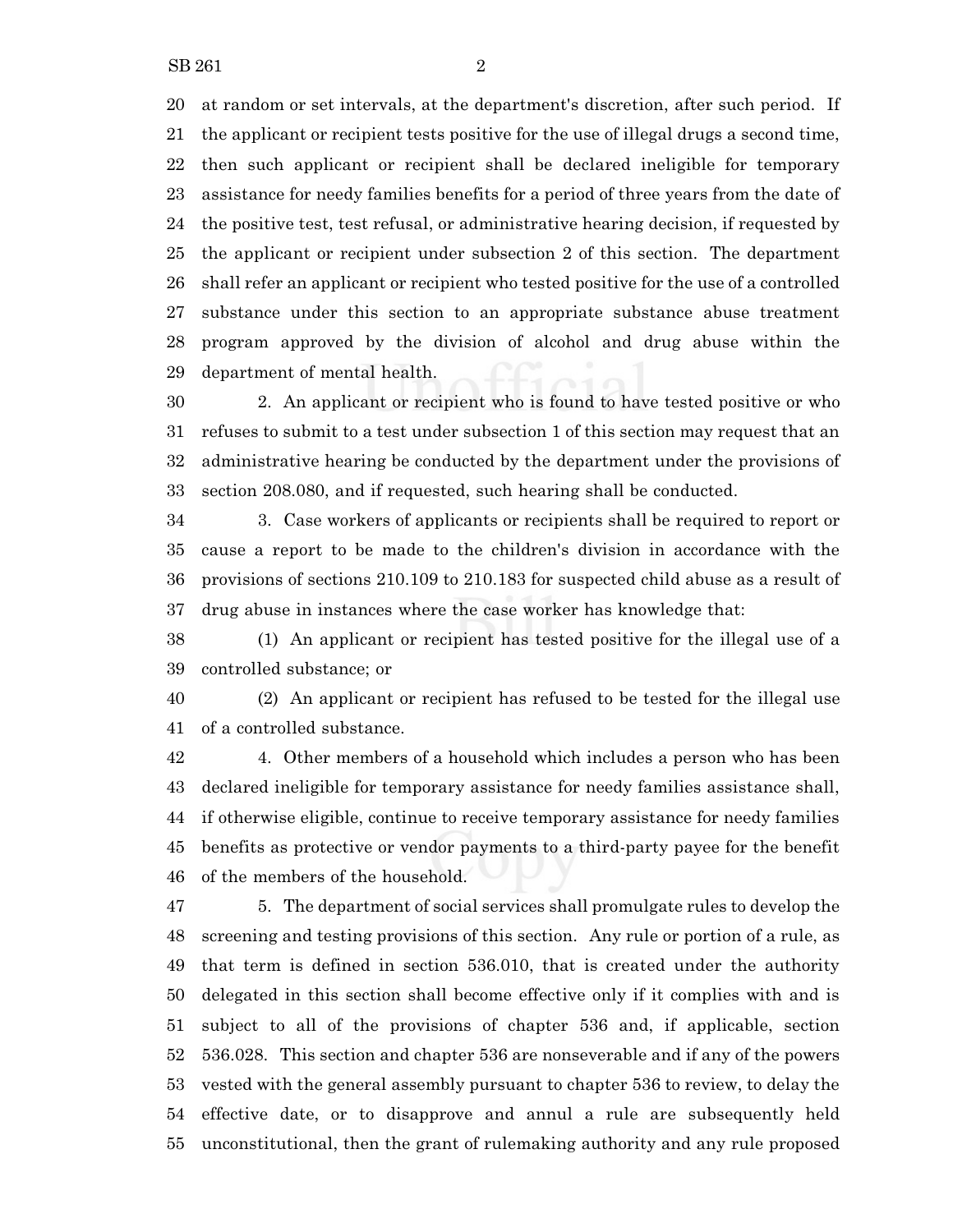at random or set intervals, at the department's discretion, after such period. If the applicant or recipient tests positive for the use of illegal drugs a second time, then such applicant or recipient shall be declared ineligible for temporary assistance for needy families benefits for a period of three years from the date of the positive test, test refusal, or administrative hearing decision, if requested by the applicant or recipient under subsection 2 of this section. The department shall refer an applicant or recipient who tested positive for the use of a controlled substance under this section to an appropriate substance abuse treatment program approved by the division of alcohol and drug abuse within the department of mental health.

2. An applicant or recipient who is found to have tested positive or who refuses to submit to a test under subsection 1 of this section may request that an administrative hearing be conducted by the department under the provisions of section 208.080, and if requested, such hearing shall be conducted.

3. Case workers of applicants or recipients shall be required to report or cause a report to be made to the children's division in accordance with the provisions of sections 210.109 to 210.183 for suspected child abuse as a result of drug abuse in instances where the case worker has knowledge that:

(1) An applicant or recipient has tested positive for the illegal use of a controlled substance; or

(2) An applicant or recipient has refused to be tested for the illegal use of a controlled substance.

4. Other members of a household which includes a person who has been declared ineligible for temporary assistance for needy families assistance shall, if otherwise eligible, continue to receive temporary assistance for needy families benefits as protective or vendor payments to a third-party payee for the benefit of the members of the household.

5. The department of social services shall promulgate rules to develop the screening and testing provisions of this section. Any rule or portion of a rule, as that term is defined in section 536.010, that is created under the authority delegated in this section shall become effective only if it complies with and is subject to all of the provisions of chapter 536 and, if applicable, section 536.028. This section and chapter 536 are nonseverable and if any of the powers vested with the general assembly pursuant to chapter 536 to review, to delay the effective date, or to disapprove and annul a rule are subsequently held unconstitutional, then the grant of rulemaking authority and any rule proposed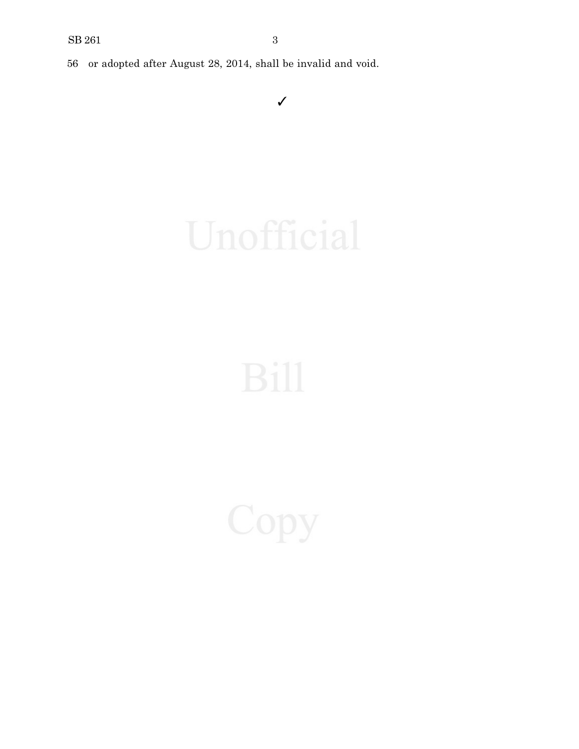56 or adopted after August 28, 2014, shall be invalid and void.

✓